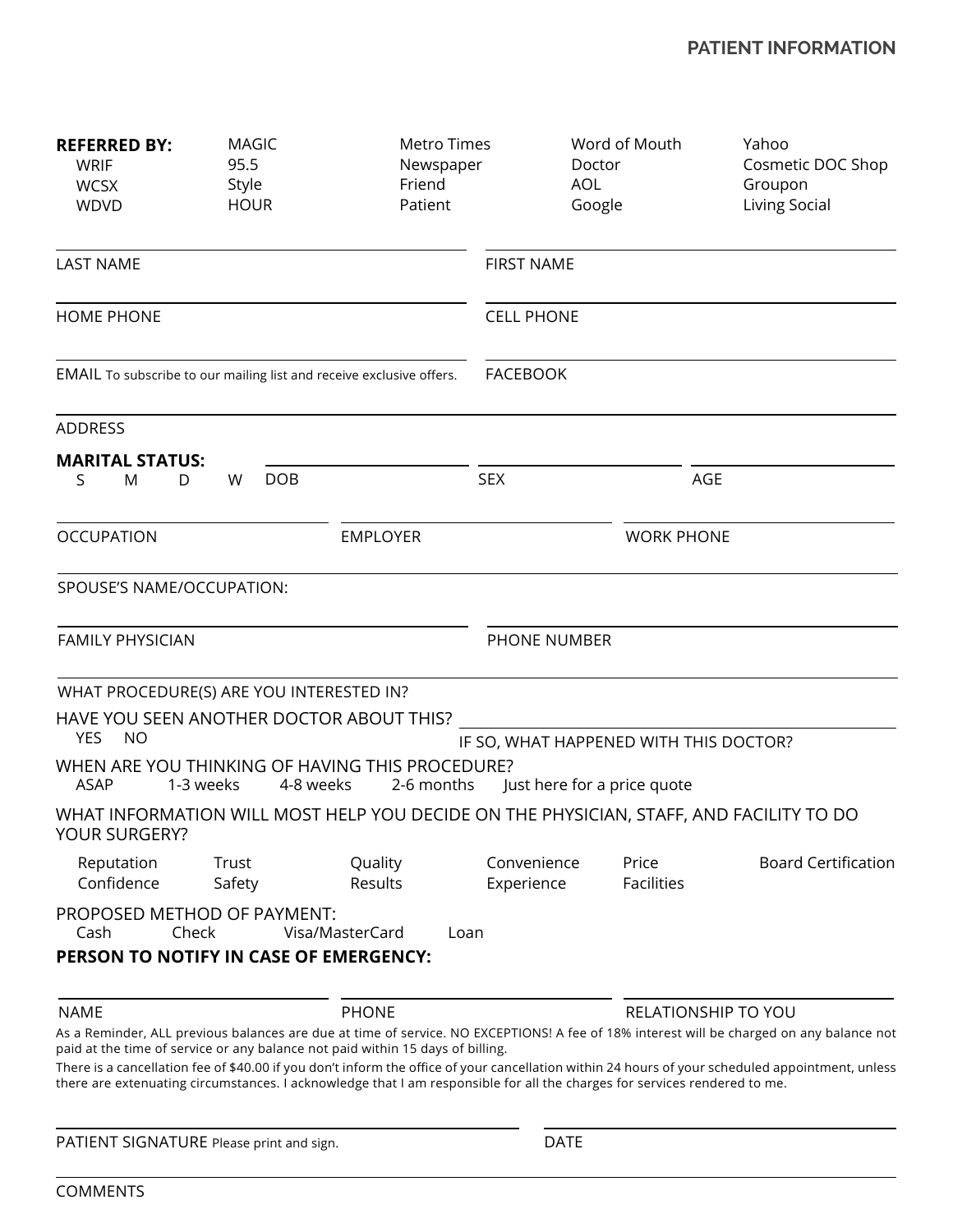## PATIENT INFORMATION

**REFERRED BY:**

| | | | | |
|---|---|---|---|---|
| WRIF | MAGIC | Metro Times | Word of Mouth | Yahoo |
| WCSX | 95.5 | Newspaper | Doctor | Cosmetic DOC Shop |
| WDVD | Style | Friend | AOL | Groupon |
| | HOUR | Patient | Google | Living Social |

LAST NAME ____________________ FIRST NAME ____________________

HOME PHONE ____________________ CELL PHONE ____________________

EMAIL To subscribe to our mailing list and receive exclusive offers. ____________________ FACEBOOK ____________________

ADDRESS ____________________

**MARITAL STATUS:**
S M D W

DOB ____________________ SEX ____________________ AGE ____________________

OCCUPATION ____________________ EMPLOYER ____________________ WORK PHONE ____________________

SPOUSE'S NAME/OCCUPATION: ____________________

FAMILY PHYSICIAN ____________________ PHONE NUMBER ____________________

WHAT PROCEDURE(S) ARE YOU INTERESTED IN? ____________________

HAVE YOU SEEN ANOTHER DOCTOR ABOUT THIS?
YES NO

IF SO, WHAT HAPPENED WITH THIS DOCTOR? ____________________

WHEN ARE YOU THINKING OF HAVING THIS PROCEDURE?
ASAP 1-3 weeks 4-8 weeks 2-6 months Just here for a price quote

WHAT INFORMATION WILL MOST HELP YOU DECIDE ON THE PHYSICIAN, STAFF, AND FACILITY TO DO YOUR SURGERY?

| | | | | | |
|---|---|---|---|---|---|
| Reputation | Trust | Quality | Convenience | Price | Board Certification |
| Confidence | Safety | Results | Experience | Facilities | |

PROPOSED METHOD OF PAYMENT:
Cash Check Visa/MasterCard Loan

**PERSON TO NOTIFY IN CASE OF EMERGENCY:**

NAME ____________________ PHONE ____________________ RELATIONSHIP TO YOU ____________________

As a Reminder, ALL previous balances are due at time of service. NO EXCEPTIONS! A fee of 18% interest will be charged on any balance not paid at the time of service or any balance not paid within 15 days of billing.

There is a cancellation fee of $40.00 if you don't inform the office of your cancellation within 24 hours of your scheduled appointment, unless there are extenuating circumstances. I acknowledge that I am responsible for all the charges for services rendered to me.

PATIENT SIGNATURE Please print and sign. ____________________ DATE ____________________

COMMENTS ____________________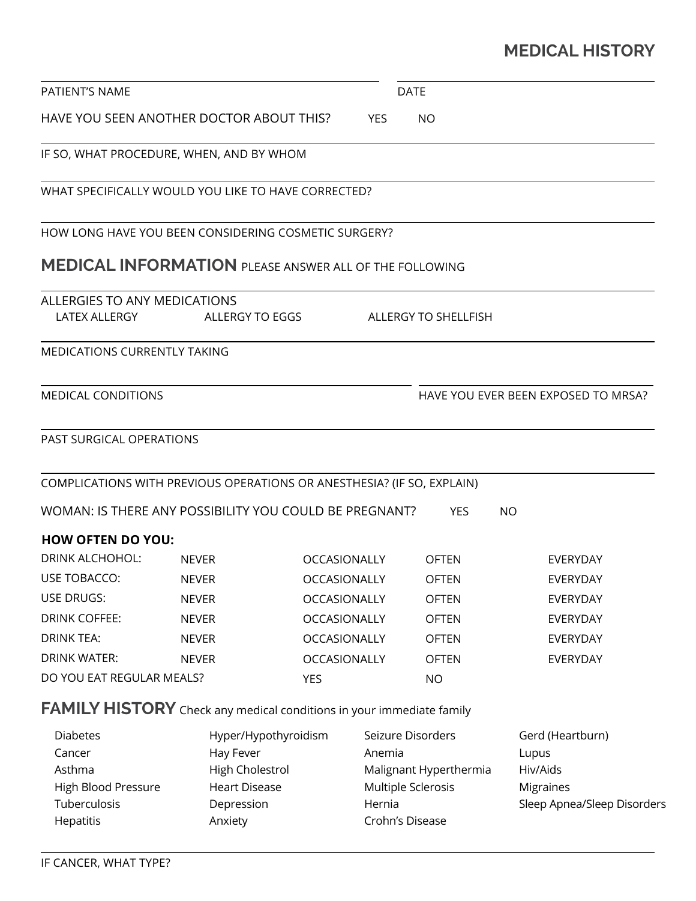## MEDICAL HISTORY

PATIENT'S NAME

DATE

HAVE YOU SEEN ANOTHER DOCTOR ABOUT THIS? YES NO

IF SO, WHAT PROCEDURE, WHEN, AND BY WHOM

WHAT SPECIFICALLY WOULD YOU LIKE TO HAVE CORRECTED?

HOW LONG HAVE YOU BEEN CONSIDERING COSMETIC SURGERY?

## MEDICAL INFORMATION PLEASE ANSWER ALL OF THE FOLLOWING

ALLERGIES TO ANY MEDICATIONS

LATEX ALLERGY ALLERGY TO EGGS ALLERGY TO SHELLFISH

MEDICATIONS CURRENTLY TAKING

MEDICAL CONDITIONS

HAVE YOU EVER BEEN EXPOSED TO MRSA?

PAST SURGICAL OPERATIONS

COMPLICATIONS WITH PREVIOUS OPERATIONS OR ANESTHESIA? (IF SO, EXPLAIN)

WOMAN: IS THERE ANY POSSIBILITY YOU COULD BE PREGNANT? YES NO

**HOW OFTEN DO YOU:**

| | | | | |
|---|---|---|---|---|
| DRINK ALCHOHOL: | NEVER | OCCASIONALLY | OFTEN | EVERYDAY |
| USE TOBACCO: | NEVER | OCCASIONALLY | OFTEN | EVERYDAY |
| USE DRUGS: | NEVER | OCCASIONALLY | OFTEN | EVERYDAY |
| DRINK COFFEE: | NEVER | OCCASIONALLY | OFTEN | EVERYDAY |
| DRINK TEA: | NEVER | OCCASIONALLY | OFTEN | EVERYDAY |
| DRINK WATER: | NEVER | OCCASIONALLY | OFTEN | EVERYDAY |
| DO YOU EAT REGULAR MEALS? | | YES | NO | |

## FAMILY HISTORY Check any medical conditions in your immediate family

| | | | |
|---|---|---|---|
| Diabetes | Hyper/Hypothyroidism | Seizure Disorders | Gerd (Heartburn) |
| Cancer | Hay Fever | Anemia | Lupus |
| Asthma | High Cholestrol | Malignant Hyperthermia | Hiv/Aids |
| High Blood Pressure | Heart Disease | Multiple Sclerosis | Migraines |
| Tuberculosis | Depression | Hernia | Sleep Apnea/Sleep Disorders |
| Hepatitis | Anxiety | Crohn's Disease | |

IF CANCER, WHAT TYPE?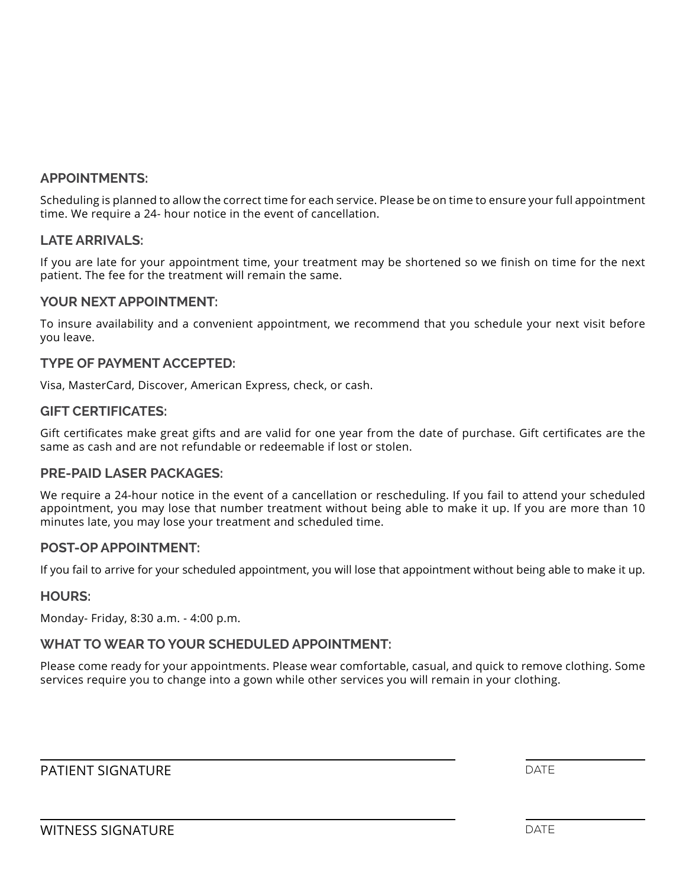### APPOINTMENTS:

Scheduling is planned to allow the correct time for each service. Please be on time to ensure your full appointment time. We require a 24- hour notice in the event of cancellation.

### LATE ARRIVALS:

If you are late for your appointment time, your treatment may be shortened so we finish on time for the next patient. The fee for the treatment will remain the same.

### YOUR NEXT APPOINTMENT:

To insure availability and a convenient appointment, we recommend that you schedule your next visit before you leave.

### TYPE OF PAYMENT ACCEPTED:

Visa, MasterCard, Discover, American Express, check, or cash.

### GIFT CERTIFICATES:

Gift certificates make great gifts and are valid for one year from the date of purchase. Gift certificates are the same as cash and are not refundable or redeemable if lost or stolen.

### PRE-PAID LASER PACKAGES:

We require a 24-hour notice in the event of a cancellation or rescheduling. If you fail to attend your scheduled appointment, you may lose that number treatment without being able to make it up. If you are more than 10 minutes late, you may lose your treatment and scheduled time.

### POST-OP APPOINTMENT:

If you fail to arrive for your scheduled appointment, you will lose that appointment without being able to make it up.

### HOURS:

Monday- Friday, 8:30 a.m. - 4:00 p.m.

### WHAT TO WEAR TO YOUR SCHEDULED APPOINTMENT:

Please come ready for your appointments. Please wear comfortable, casual, and quick to remove clothing. Some services require you to change into a gown while other services you will remain in your clothing.

PATIENT SIGNATURE ______________________________ DATE ____________

WITNESS SIGNATURE ______________________________ DATE ____________